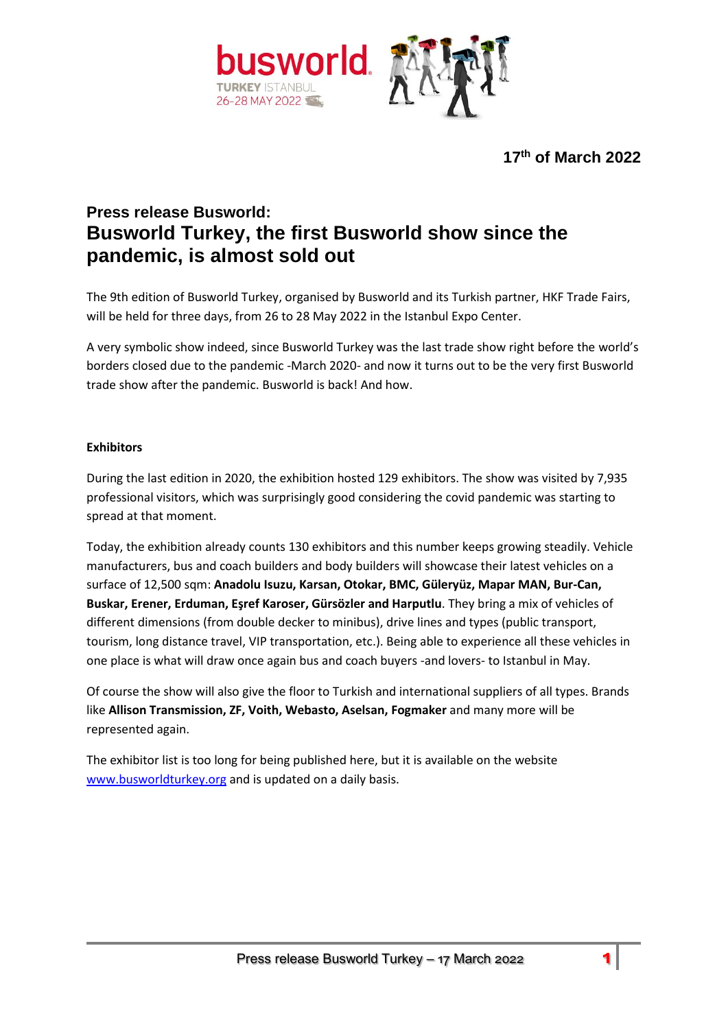17th of March 2022

## Press release Busworld:
# Busworld Turkey, the first Busworld show since the pandemic, is almost sold out

The 9th edition of Busworld Turkey, organised by Busworld and its Turkish partner, HKF Trade Fairs, will be held for three days, from 26 to 28 May 2022 in the Istanbul Expo Center.

A very symbolic show indeed, since Busworld Turkey was the last trade show right before the world's borders closed due to the pandemic -March 2020- and now it turns out to be the very first Busworld trade show after the pandemic. Busworld is back! And how.

**Exhibitors**

During the last edition in 2020, the exhibition hosted 129 exhibitors. The show was visited by 7,935 professional visitors, which was surprisingly good considering the covid pandemic was starting to spread at that moment.

Today, the exhibition already counts 130 exhibitors and this number keeps growing steadily. Vehicle manufacturers, bus and coach builders and body builders will showcase their latest vehicles on a surface of 12,500 sqm: **Anadolu Isuzu, Karsan, Otokar, BMC, Güleryüz, Mapar MAN, Bur-Can, Buskar, Erener, Erduman, Eşref Karoser, Gürsözler and Harputlu**. They bring a mix of vehicles of different dimensions (from double decker to minibus), drive lines and types (public transport, tourism, long distance travel, VIP transportation, etc.). Being able to experience all these vehicles in one place is what will draw once again bus and coach buyers -and lovers- to Istanbul in May.

Of course the show will also give the floor to Turkish and international suppliers of all types. Brands like **Allison Transmission, ZF, Voith, Webasto, Aselsan, Fogmaker** and many more will be represented again.

The exhibitor list is too long for being published here, but it is available on the website [www.busworldturkey.org](http://www.busworldturkey.org) and is updated on a daily basis.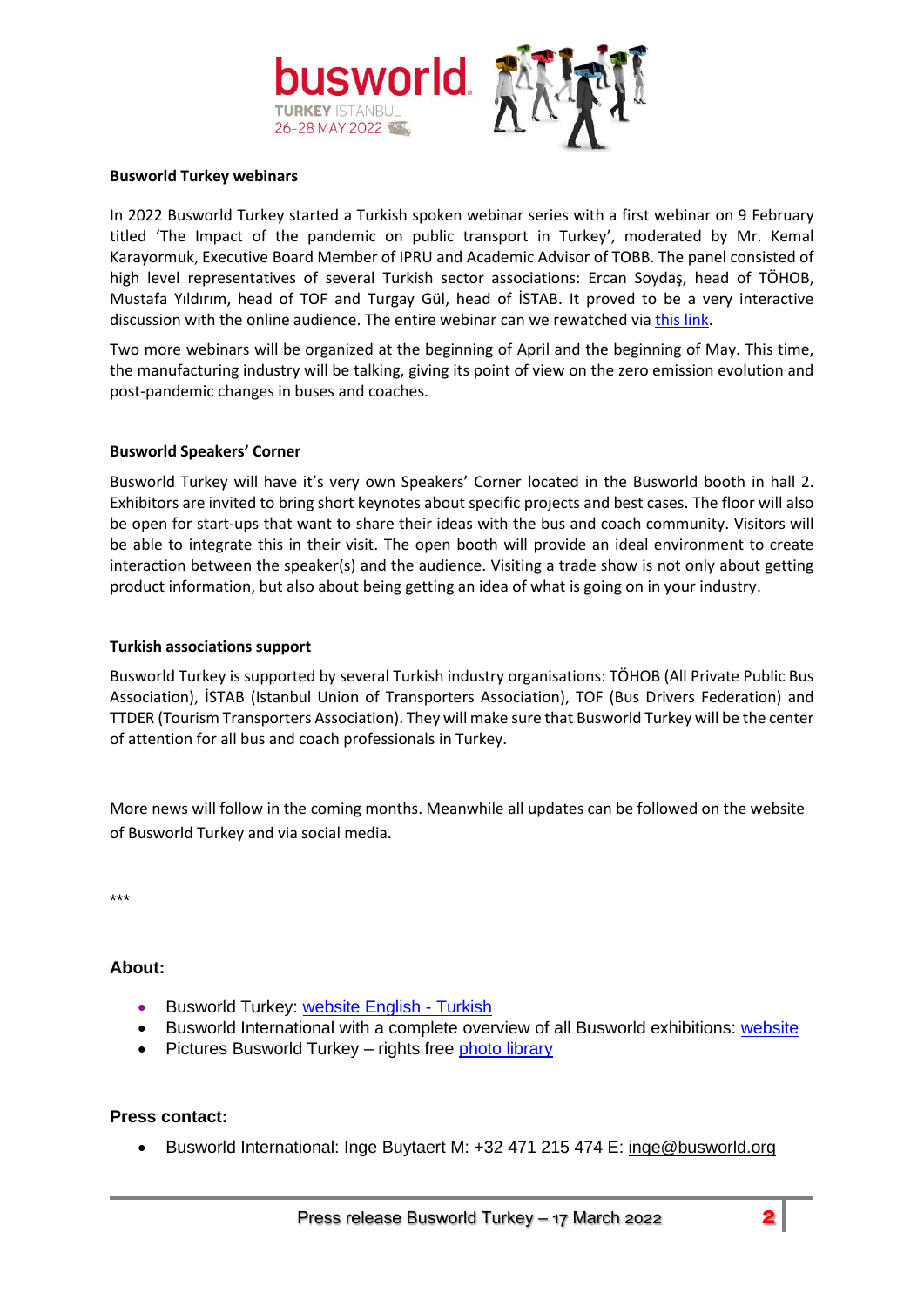**Busworld Turkey webinars**

In 2022 Busworld Turkey started a Turkish spoken webinar series with a first webinar on 9 February titled 'The Impact of the pandemic on public transport in Turkey', moderated by Mr. Kemal Karayormuk, Executive Board Member of IPRU and Academic Advisor of TOBB. The panel consisted of high level representatives of several Turkish sector associations: Ercan Soydaş, head of TÖHOB, Mustafa Yıldırım, head of TOF and Turgay Gül, head of İSTAB. It proved to be a very interactive discussion with the online audience. The entire webinar can we rewatched via this link.

Two more webinars will be organized at the beginning of April and the beginning of May. This time, the manufacturing industry will be talking, giving its point of view on the zero emission evolution and post-pandemic changes in buses and coaches.

**Busworld Speakers' Corner**

Busworld Turkey will have it's very own Speakers' Corner located in the Busworld booth in hall 2. Exhibitors are invited to bring short keynotes about specific projects and best cases. The floor will also be open for start-ups that want to share their ideas with the bus and coach community. Visitors will be able to integrate this in their visit. The open booth will provide an ideal environment to create interaction between the speaker(s) and the audience. Visiting a trade show is not only about getting product information, but also about being getting an idea of what is going on in your industry.

**Turkish associations support**

Busworld Turkey is supported by several Turkish industry organisations: TÖHOB (All Private Public Bus Association), İSTAB (Istanbul Union of Transporters Association), TOF (Bus Drivers Federation) and TTDER (Tourism Transporters Association). They will make sure that Busworld Turkey will be the center of attention for all bus and coach professionals in Turkey.

More news will follow in the coming months. Meanwhile all updates can be followed on the website of Busworld Turkey and via social media.

***

**About:**

- Busworld Turkey: website English - Turkish
- Busworld International with a complete overview of all Busworld exhibitions: website
- Pictures Busworld Turkey – rights free photo library

**Press contact:**

- Busworld International: Inge Buytaert M: +32 471 215 474 E: inge@busworld.org